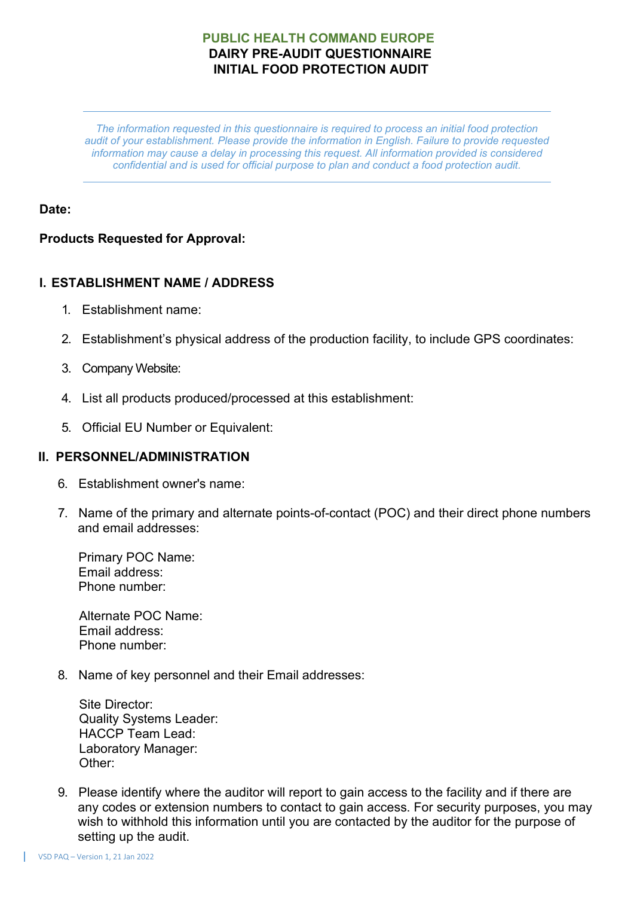# PUBLIC HEALTH COMMAND EUROPE
# DAIRY PRE-AUDIT QUESTIONNAIRE
# INITIAL FOOD PROTECTION AUDIT

---

*The information requested in this questionnaire is required to process an initial food protection audit of your establishment. Please provide the information in English. Failure to provide requested information may cause a delay in processing this request. All information provided is considered confidential and is used for official purpose to plan and conduct a food protection audit.*

---

**Date:**

**Products Requested for Approval:**

## I. ESTABLISHMENT NAME / ADDRESS

1. Establishment name:
2. Establishment's physical address of the production facility, to include GPS coordinates:
3. Company Website:
4. List all products produced/processed at this establishment:
5. Official EU Number or Equivalent:

## II. PERSONNEL/ADMINISTRATION

6. Establishment owner's name:
7. Name of the primary and alternate points-of-contact (POC) and their direct phone numbers and email addresses:

   Primary POC Name:
   Email address:
   Phone number:

   Alternate POC Name:
   Email address:
   Phone number:

8. Name of key personnel and their Email addresses:

   Site Director:
   Quality Systems Leader:
   HACCP Team Lead:
   Laboratory Manager:
   Other:

9. Please identify where the auditor will report to gain access to the facility and if there are any codes or extension numbers to contact to gain access. For security purposes, you may wish to withhold this information until you are contacted by the auditor for the purpose of setting up the audit.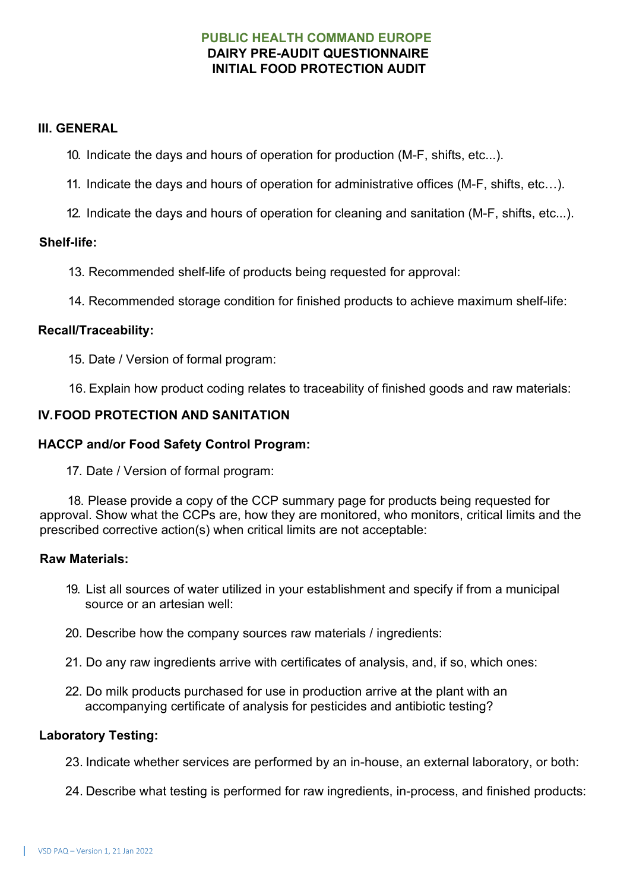**PUBLIC HEALTH COMMAND EUROPE**
**DAIRY PRE-AUDIT QUESTIONNAIRE**
**INITIAL FOOD PROTECTION AUDIT**

## III. GENERAL

10. Indicate the days and hours of operation for production (M-F, shifts, etc...).

11. Indicate the days and hours of operation for administrative offices (M-F, shifts, etc…).

12. Indicate the days and hours of operation for cleaning and sanitation (M-F, shifts, etc...).

### Shelf-life:

13. Recommended shelf-life of products being requested for approval:

14. Recommended storage condition for finished products to achieve maximum shelf-life:

### Recall/Traceability:

15. Date / Version of formal program:

16. Explain how product coding relates to traceability of finished goods and raw materials:

## IV. FOOD PROTECTION AND SANITATION

### HACCP and/or Food Safety Control Program:

17. Date / Version of formal program:

18. Please provide a copy of the CCP summary page for products being requested for approval. Show what the CCPs are, how they are monitored, who monitors, critical limits and the prescribed corrective action(s) when critical limits are not acceptable:

### Raw Materials:

19. List all sources of water utilized in your establishment and specify if from a municipal source or an artesian well:

20. Describe how the company sources raw materials / ingredients:

21. Do any raw ingredients arrive with certificates of analysis, and, if so, which ones:

22. Do milk products purchased for use in production arrive at the plant with an accompanying certificate of analysis for pesticides and antibiotic testing?

### Laboratory Testing:

23. Indicate whether services are performed by an in-house, an external laboratory, or both:

24. Describe what testing is performed for raw ingredients, in-process, and finished products: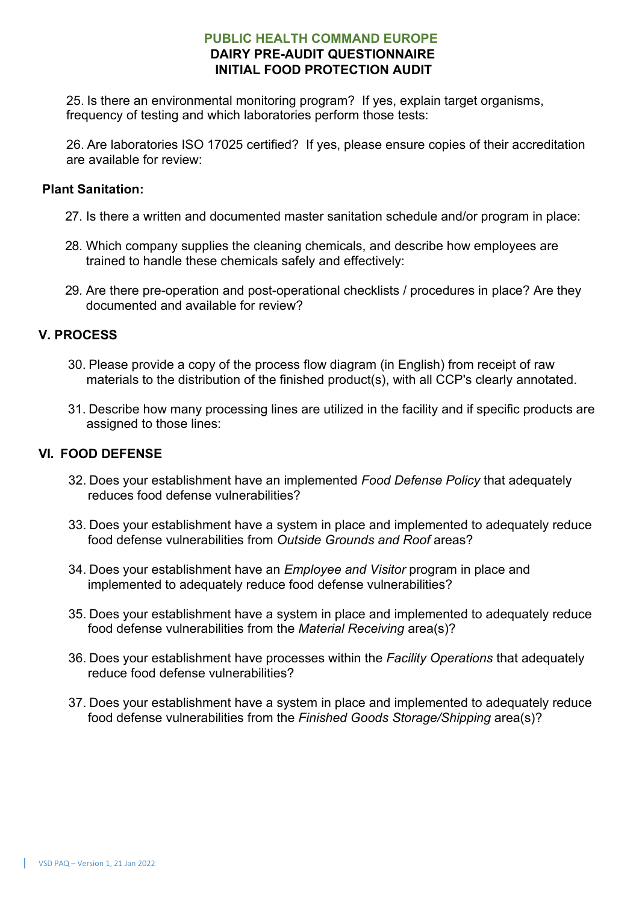# PUBLIC HEALTH COMMAND EUROPE
## DAIRY PRE-AUDIT QUESTIONNAIRE
## INITIAL FOOD PROTECTION AUDIT

25. Is there an environmental monitoring program? If yes, explain target organisms, frequency of testing and which laboratories perform those tests:

26. Are laboratories ISO 17025 certified? If yes, please ensure copies of their accreditation are available for review:

**Plant Sanitation:**

27. Is there a written and documented master sanitation schedule and/or program in place:

28. Which company supplies the cleaning chemicals, and describe how employees are trained to handle these chemicals safely and effectively:

29. Are there pre-operation and post-operational checklists / procedures in place? Are they documented and available for review?

## V. PROCESS

30. Please provide a copy of the process flow diagram (in English) from receipt of raw materials to the distribution of the finished product(s), with all CCP's clearly annotated.

31. Describe how many processing lines are utilized in the facility and if specific products are assigned to those lines:

## VI. FOOD DEFENSE

32. Does your establishment have an implemented *Food Defense Policy* that adequately reduces food defense vulnerabilities?

33. Does your establishment have a system in place and implemented to adequately reduce food defense vulnerabilities from *Outside Grounds and Roof* areas?

34. Does your establishment have an *Employee and Visitor* program in place and implemented to adequately reduce food defense vulnerabilities?

35. Does your establishment have a system in place and implemented to adequately reduce food defense vulnerabilities from the *Material Receiving* area(s)?

36. Does your establishment have processes within the *Facility Operations* that adequately reduce food defense vulnerabilities?

37. Does your establishment have a system in place and implemented to adequately reduce food defense vulnerabilities from the *Finished Goods Storage/Shipping* area(s)?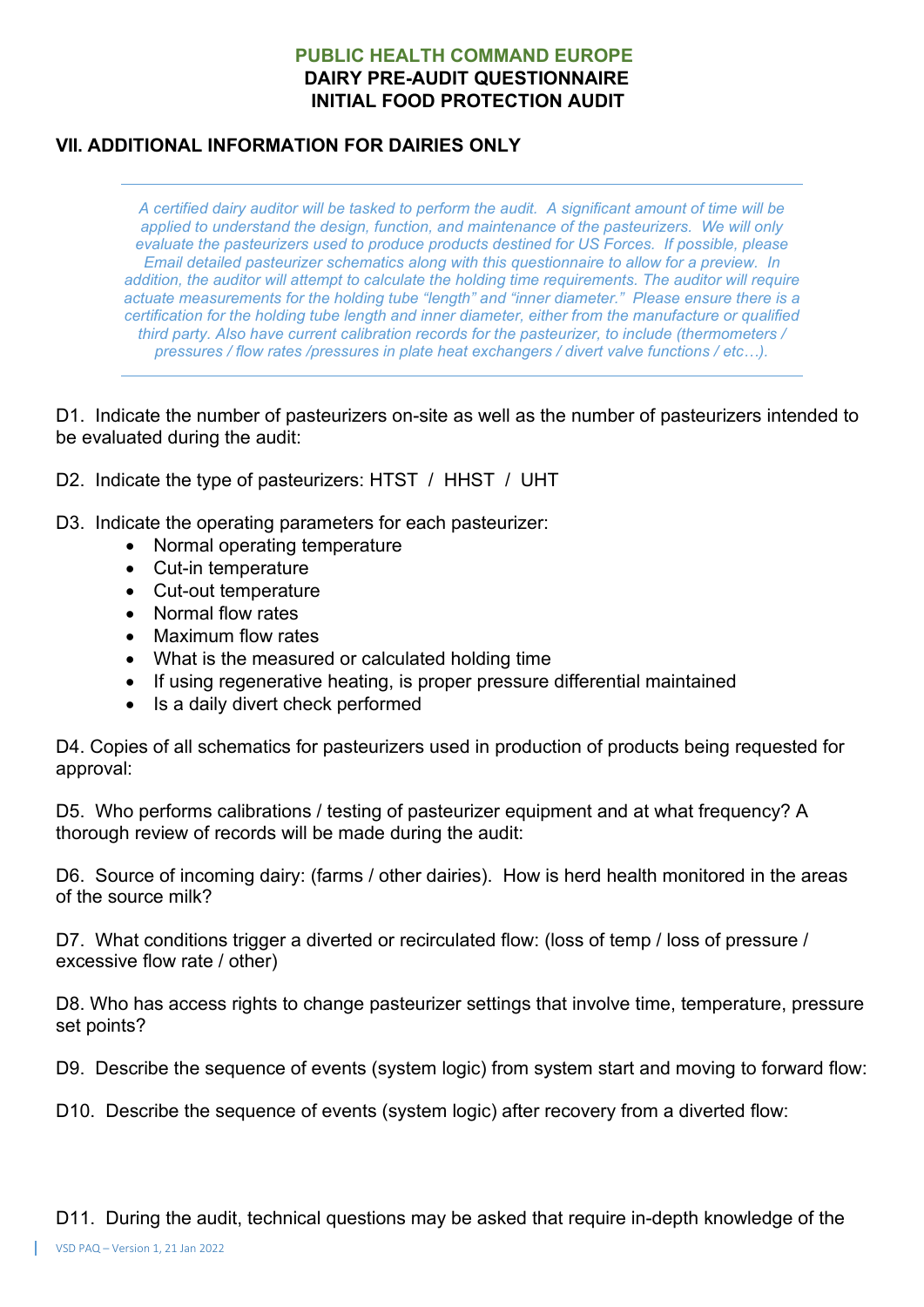**PUBLIC HEALTH COMMAND EUROPE**
**DAIRY PRE-AUDIT QUESTIONNAIRE**
**INITIAL FOOD PROTECTION AUDIT**

## VII. ADDITIONAL INFORMATION FOR DAIRIES ONLY

---

*A certified dairy auditor will be tasked to perform the audit. A significant amount of time will be applied to understand the design, function, and maintenance of the pasteurizers. We will only evaluate the pasteurizers used to produce products destined for US Forces. If possible, please Email detailed pasteurizer schematics along with this questionnaire to allow for a preview. In addition, the auditor will attempt to calculate the holding time requirements. The auditor will require actuate measurements for the holding tube "length" and "inner diameter." Please ensure there is a certification for the holding tube length and inner diameter, either from the manufacture or qualified third party. Also have current calibration records for the pasteurizer, to include (thermometers / pressures / flow rates /pressures in plate heat exchangers / divert valve functions / etc…).*

---

D1. Indicate the number of pasteurizers on-site as well as the number of pasteurizers intended to be evaluated during the audit:

D2. Indicate the type of pasteurizers: HTST / HHST / UHT

D3. Indicate the operating parameters for each pasteurizer:

- Normal operating temperature
- Cut-in temperature
- Cut-out temperature
- Normal flow rates
- Maximum flow rates
- What is the measured or calculated holding time
- If using regenerative heating, is proper pressure differential maintained
- Is a daily divert check performed

D4. Copies of all schematics for pasteurizers used in production of products being requested for approval:

D5. Who performs calibrations / testing of pasteurizer equipment and at what frequency? A thorough review of records will be made during the audit:

D6. Source of incoming dairy: (farms / other dairies). How is herd health monitored in the areas of the source milk?

D7. What conditions trigger a diverted or recirculated flow: (loss of temp / loss of pressure / excessive flow rate / other)

D8. Who has access rights to change pasteurizer settings that involve time, temperature, pressure set points?

D9. Describe the sequence of events (system logic) from system start and moving to forward flow:

D10. Describe the sequence of events (system logic) after recovery from a diverted flow:

D11. During the audit, technical questions may be asked that require in-depth knowledge of the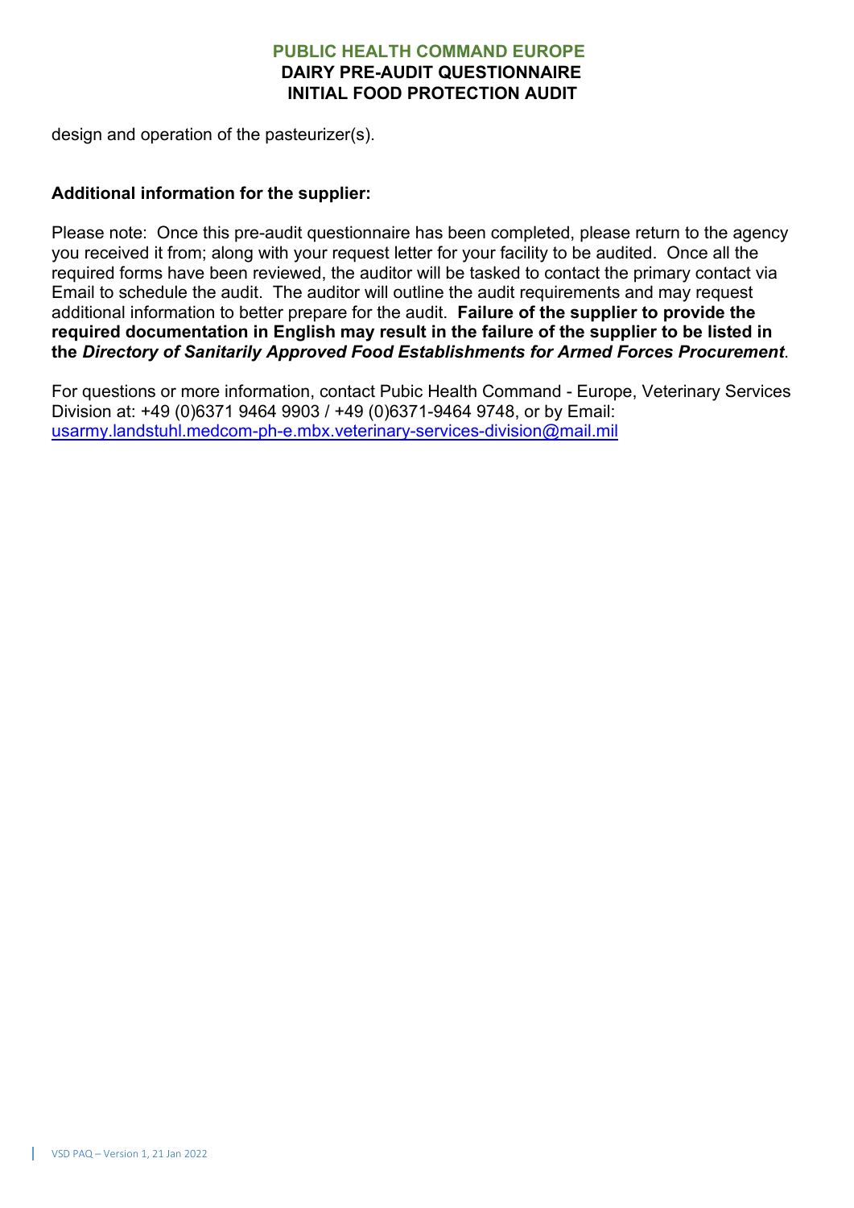design and operation of the pasteurizer(s).

**Additional information for the supplier:**

Please note: Once this pre-audit questionnaire has been completed, please return to the agency you received it from; along with your request letter for your facility to be audited. Once all the required forms have been reviewed, the auditor will be tasked to contact the primary contact via Email to schedule the audit. The auditor will outline the audit requirements and may request additional information to better prepare for the audit. **Failure of the supplier to provide the required documentation in English may result in the failure of the supplier to be listed in the *Directory of Sanitarily Approved Food Establishments for Armed Forces Procurement*.**

For questions or more information, contact Pubic Health Command - Europe, Veterinary Services Division at: +49 (0)6371 9464 9903 / +49 (0)6371-9464 9748, or by Email: usarmy.landstuhl.medcom-ph-e.mbx.veterinary-services-division@mail.mil